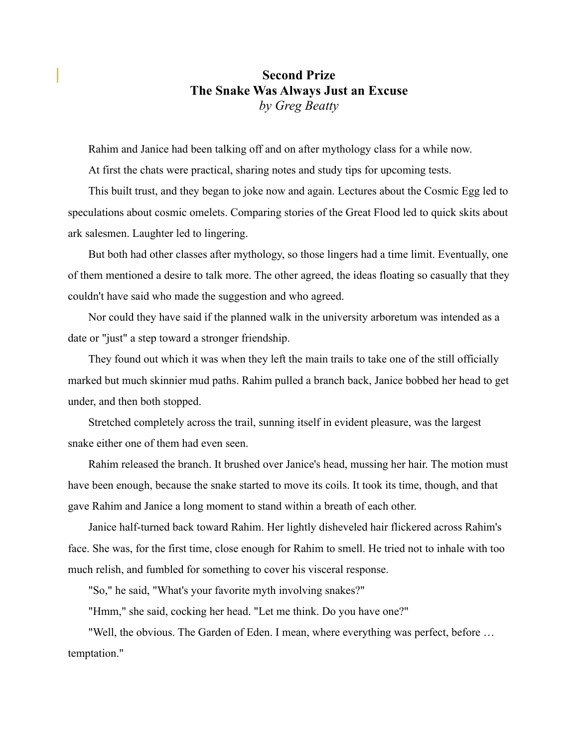# Second Prize
## The Snake Was Always Just an Excuse
*by Greg Beatty*

Rahim and Janice had been talking off and on after mythology class for a while now.

At first the chats were practical, sharing notes and study tips for upcoming tests.

This built trust, and they began to joke now and again. Lectures about the Cosmic Egg led to speculations about cosmic omelets. Comparing stories of the Great Flood led to quick skits about ark salesmen. Laughter led to lingering.

But both had other classes after mythology, so those lingers had a time limit. Eventually, one of them mentioned a desire to talk more. The other agreed, the ideas floating so casually that they couldn't have said who made the suggestion and who agreed.

Nor could they have said if the planned walk in the university arboretum was intended as a date or "just" a step toward a stronger friendship.

They found out which it was when they left the main trails to take one of the still officially marked but much skinnier mud paths. Rahim pulled a branch back, Janice bobbed her head to get under, and then both stopped.

Stretched completely across the trail, sunning itself in evident pleasure, was the largest snake either one of them had even seen.

Rahim released the branch. It brushed over Janice's head, mussing her hair. The motion must have been enough, because the snake started to move its coils. It took its time, though, and that gave Rahim and Janice a long moment to stand within a breath of each other.

Janice half-turned back toward Rahim. Her lightly disheveled hair flickered across Rahim's face. She was, for the first time, close enough for Rahim to smell. He tried not to inhale with too much relish, and fumbled for something to cover his visceral response.

"So," he said, "What's your favorite myth involving snakes?"

"Hmm," she said, cocking her head. "Let me think. Do you have one?"

"Well, the obvious. The Garden of Eden. I mean, where everything was perfect, before … temptation."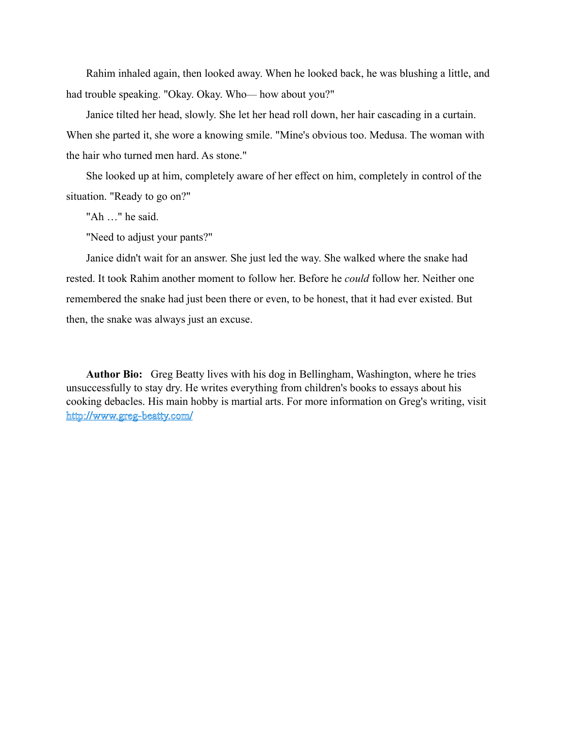Rahim inhaled again, then looked away. When he looked back, he was blushing a little, and had trouble speaking. "Okay. Okay. Who— how about you?"

Janice tilted her head, slowly. She let her head roll down, her hair cascading in a curtain. When she parted it, she wore a knowing smile. "Mine's obvious too. Medusa. The woman with the hair who turned men hard. As stone."

She looked up at him, completely aware of her effect on him, completely in control of the situation. "Ready to go on?"

"Ah …" he said.

"Need to adjust your pants?"

Janice didn't wait for an answer. She just led the way. She walked where the snake had rested. It took Rahim another moment to follow her. Before he *could* follow her. Neither one remembered the snake had just been there or even, to be honest, that it had ever existed. But then, the snake was always just an excuse.

**Author Bio:** Greg Beatty lives with his dog in Bellingham, Washington, where he tries unsuccessfully to stay dry. He writes everything from children's books to essays about his cooking debacles. His main hobby is martial arts. For more information on Greg's writing, visit [http://www.greg-beatty.com/](http://www.greg-beatty.com/)